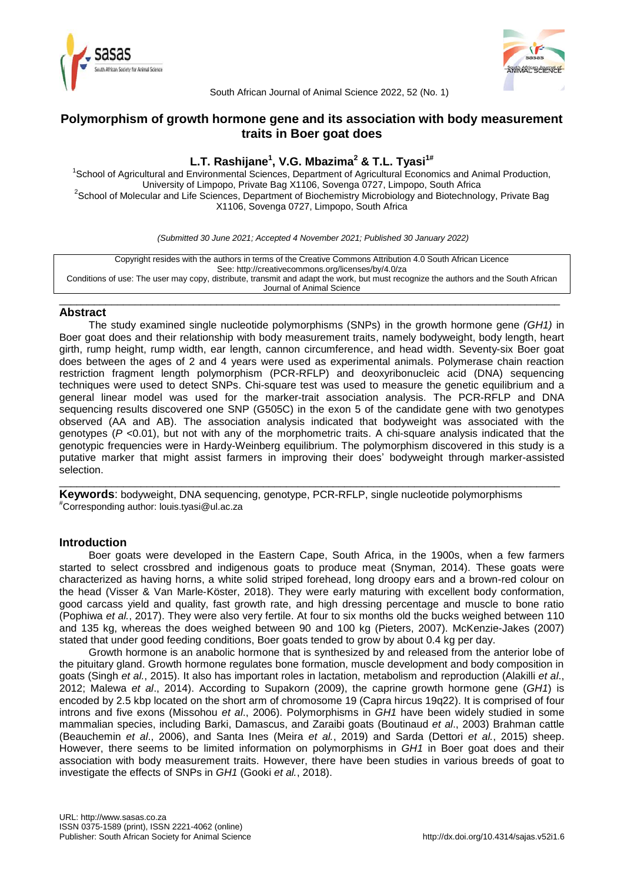# Polymorphism of growth hormone gene and its association with body measurement traits in Boer goat does

**L.T. Rashijane[1], V.G. Mbazima[2] & T.L. Tyasi[1#]**

[1]School of Agricultural and Environmental Sciences, Department of Agricultural Economics and Animal Production, University of Limpopo, Private Bag X1106, Sovenga 0727, Limpopo, South Africa
[2]School of Molecular and Life Sciences, Department of Biochemistry Microbiology and Biotechnology, Private Bag X1106, Sovenga 0727, Limpopo, South Africa

*(Submitted 30 June 2021; Accepted 4 November 2021; Published 30 January 2022)*

Copyright resides with the authors in terms of the Creative Commons Attribution 4.0 South African Licence
See: http://creativecommons.org/licenses/by/4.0/za
Conditions of use: The user may copy, distribute, transmit and adapt the work, but must recognize the authors and the South African Journal of Animal Science

## Abstract

The study examined single nucleotide polymorphisms (SNPs) in the growth hormone gene *(GH1)* in Boer goat does and their relationship with body measurement traits, namely bodyweight, body length, heart girth, rump height, rump width, ear length, cannon circumference, and head width. Seventy-six Boer goat does between the ages of 2 and 4 years were used as experimental animals. Polymerase chain reaction restriction fragment length polymorphism (PCR-RFLP) and deoxyribonucleic acid (DNA) sequencing techniques were used to detect SNPs. Chi-square test was used to measure the genetic equilibrium and a general linear model was used for the marker-trait association analysis. The PCR-RFLP and DNA sequencing results discovered one SNP (G505C) in the exon 5 of the candidate gene with two genotypes observed (AA and AB). The association analysis indicated that bodyweight was associated with the genotypes ($P$ <0.01), but not with any of the morphometric traits. A chi-square analysis indicated that the genotypic frequencies were in Hardy-Weinberg equilibrium. The polymorphism discovered in this study is a putative marker that might assist farmers in improving their does' bodyweight through marker-assisted selection.

**Keywords**: bodyweight, DNA sequencing, genotype, PCR-RFLP, single nucleotide polymorphisms
[#]Corresponding author: louis.tyasi@ul.ac.za

## Introduction

Boer goats were developed in the Eastern Cape, South Africa, in the 1900s, when a few farmers started to select crossbred and indigenous goats to produce meat (Snyman, 2014). These goats were characterized as having horns, a white solid striped forehead, long droopy ears and a brown-red colour on the head (Visser & Van Marle-Köster, 2018). They were early maturing with excellent body conformation, good carcass yield and quality, fast growth rate, and high dressing percentage and muscle to bone ratio (Pophiwa *et al.*, 2017). They were also very fertile. At four to six months old the bucks weighed between 110 and 135 kg, whereas the does weighed between 90 and 100 kg (Pieters, 2007). McKenzie-Jakes (2007) stated that under good feeding conditions, Boer goats tended to grow by about 0.4 kg per day.

Growth hormone is an anabolic hormone that is synthesized by and released from the anterior lobe of the pituitary gland. Growth hormone regulates bone formation, muscle development and body composition in goats (Singh *et al.*, 2015). It also has important roles in lactation, metabolism and reproduction (Alakilli *et al*., 2012; Malewa *et al*., 2014). According to Supakorn (2009), the caprine growth hormone gene (*GH1*) is encoded by 2.5 kbp located on the short arm of chromosome 19 (Capra hircus 19q22). It is comprised of four introns and five exons (Missohou *et al*., 2006). Polymorphisms in *GH1* have been widely studied in some mammalian species, including Barki, Damascus, and Zaraibi goats (Boutinaud *et al*., 2003) Brahman cattle (Beauchemin *et al*., 2006), and Santa Ines (Meira *et al.*, 2019) and Sarda (Dettori *et al.*, 2015) sheep. However, there seems to be limited information on polymorphisms in *GH1* in Boer goat does and their association with body measurement traits. However, there have been studies in various breeds of goat to investigate the effects of SNPs in *GH1* (Gooki *et al.*, 2018).

URL: http://www.sasas.co.za
ISSN 0375-1589 (print), ISSN 2221-4062 (online)
Publisher: South African Society for Animal Science
http://dx.doi.org/10.4314/sajas.v52i1.6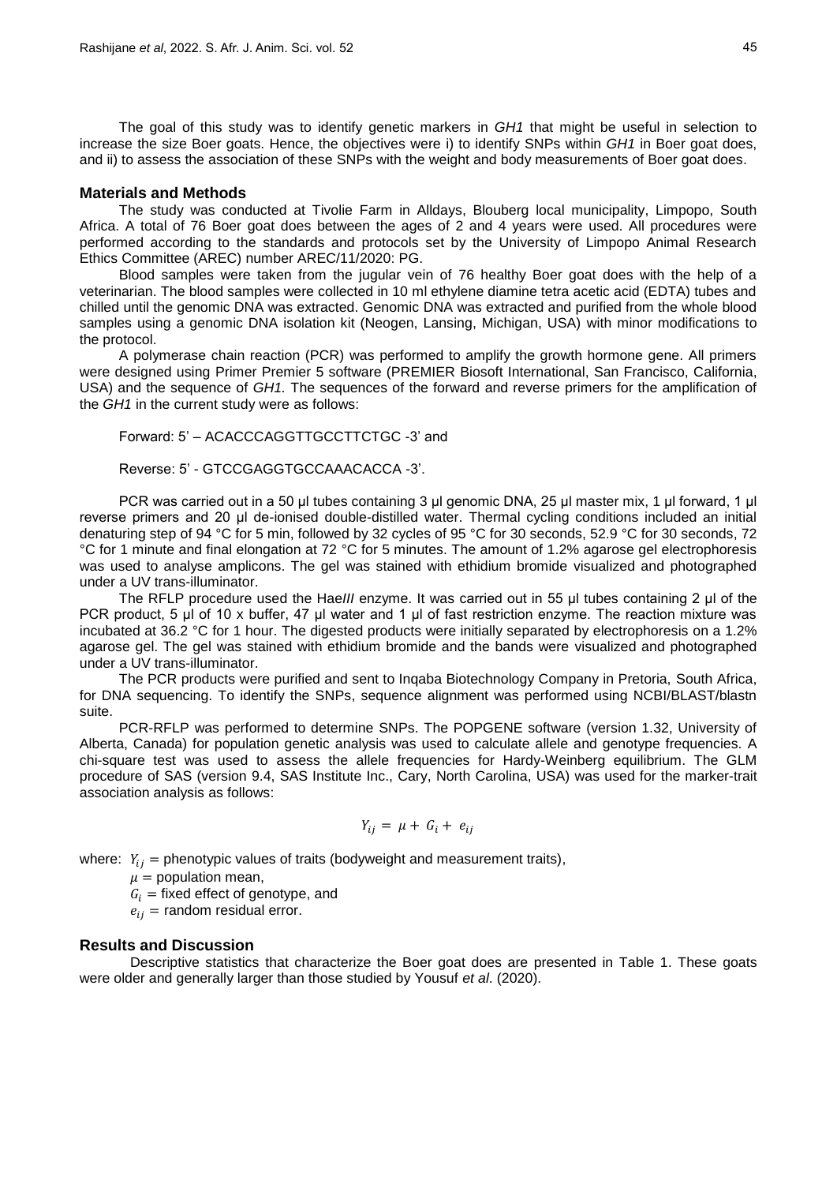The goal of this study was to identify genetic markers in *GH1* that might be useful in selection to increase the size Boer goats. Hence, the objectives were i) to identify SNPs within *GH1* in Boer goat does, and ii) to assess the association of these SNPs with the weight and body measurements of Boer goat does.

## Materials and Methods

The study was conducted at Tivolie Farm in Alldays, Blouberg local municipality, Limpopo, South Africa. A total of 76 Boer goat does between the ages of 2 and 4 years were used. All procedures were performed according to the standards and protocols set by the University of Limpopo Animal Research Ethics Committee (AREC) number AREC/11/2020: PG.

Blood samples were taken from the jugular vein of 76 healthy Boer goat does with the help of a veterinarian. The blood samples were collected in 10 ml ethylene diamine tetra acetic acid (EDTA) tubes and chilled until the genomic DNA was extracted. Genomic DNA was extracted and purified from the whole blood samples using a genomic DNA isolation kit (Neogen, Lansing, Michigan, USA) with minor modifications to the protocol.

A polymerase chain reaction (PCR) was performed to amplify the growth hormone gene. All primers were designed using Primer Premier 5 software (PREMIER Biosoft International, San Francisco, California, USA) and the sequence of *GH1.* The sequences of the forward and reverse primers for the amplification of the *GH1* in the current study were as follows:

Forward: 5' – ACACCCAGGTTGCCTTCTGC -3' and

Reverse: 5' - GTCCGAGGTGCCAAACACCA -3'.

PCR was carried out in a 50 µl tubes containing 3 µl genomic DNA, 25 µl master mix, 1 µl forward, 1 µl reverse primers and 20 µl de-ionised double-distilled water. Thermal cycling conditions included an initial denaturing step of 94 °C for 5 min, followed by 32 cycles of 95 °C for 30 seconds, 52.9 °C for 30 seconds, 72 °C for 1 minute and final elongation at 72 °C for 5 minutes. The amount of 1.2% agarose gel electrophoresis was used to analyse amplicons. The gel was stained with ethidium bromide visualized and photographed under a UV trans-illuminator.

The RFLP procedure used the Hae*III* enzyme. It was carried out in 55 µl tubes containing 2 µl of the PCR product, 5 µl of 10 x buffer, 47 µl water and 1 µl of fast restriction enzyme. The reaction mixture was incubated at 36.2 °C for 1 hour. The digested products were initially separated by electrophoresis on a 1.2% agarose gel. The gel was stained with ethidium bromide and the bands were visualized and photographed under a UV trans-illuminator.

The PCR products were purified and sent to Inqaba Biotechnology Company in Pretoria, South Africa, for DNA sequencing. To identify the SNPs, sequence alignment was performed using NCBI/BLAST/blastn suite.

PCR-RFLP was performed to determine SNPs. The POPGENE software (version 1.32, University of Alberta, Canada) for population genetic analysis was used to calculate allele and genotype frequencies. A chi-square test was used to assess the allele frequencies for Hardy-Weinberg equilibrium. The GLM procedure of SAS (version 9.4, SAS Institute Inc., Cary, North Carolina, USA) was used for the marker-trait association analysis as follows:

$$Y_{ij} = \mu + G_i + e_{ij}$$

where: $Y_{ij}$ = phenotypic values of traits (bodyweight and measurement traits),

$\mu$ = population mean,

$G_i$ = fixed effect of genotype, and

$e_{ij}$ = random residual error.

## Results and Discussion

Descriptive statistics that characterize the Boer goat does are presented in Table 1. These goats were older and generally larger than those studied by Yousuf *et al*. (2020).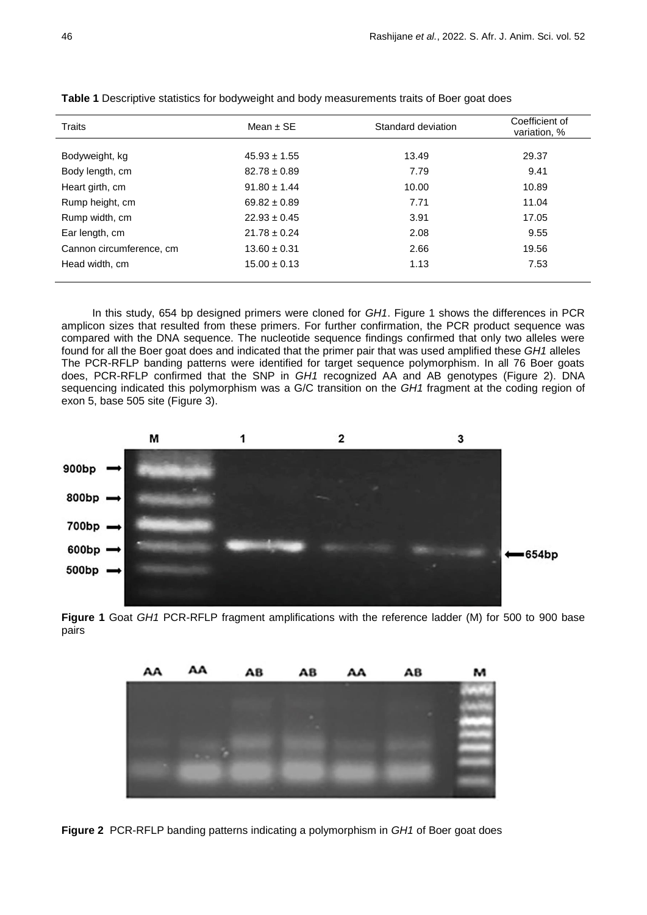**Table 1** Descriptive statistics for bodyweight and body measurements traits of Boer goat does

| Traits | Mean ± SE | Standard deviation | Coefficient of variation, % |
|---|---|---|---|
| Bodyweight, kg | 45.93 ± 1.55 | 13.49 | 29.37 |
| Body length, cm | 82.78 ± 0.89 | 7.79 | 9.41 |
| Heart girth, cm | 91.80 ± 1.44 | 10.00 | 10.89 |
| Rump height, cm | 69.82 ± 0.89 | 7.71 | 11.04 |
| Rump width, cm | 22.93 ± 0.45 | 3.91 | 17.05 |
| Ear length, cm | 21.78 ± 0.24 | 2.08 | 9.55 |
| Cannon circumference, cm | 13.60 ± 0.31 | 2.66 | 19.56 |
| Head width, cm | 15.00 ± 0.13 | 1.13 | 7.53 |

In this study, 654 bp designed primers were cloned for *GH1*. Figure 1 shows the differences in PCR amplicon sizes that resulted from these primers. For further confirmation, the PCR product sequence was compared with the DNA sequence. The nucleotide sequence findings confirmed that only two alleles were found for all the Boer goat does and indicated that the primer pair that was used amplified these *GH1* alleles The PCR-RFLP banding patterns were identified for target sequence polymorphism. In all 76 Boer goats does, PCR-RFLP confirmed that the SNP in *GH1* recognized AA and AB genotypes (Figure 2). DNA sequencing indicated this polymorphism was a G/C transition on the *GH1* fragment at the coding region of exon 5, base 505 site (Figure 3).

M
1
2
3
900bp
800bp
700bp
600bp
500bp
654bp

**Figure 1** Goat *GH1* PCR-RFLP fragment amplifications with the reference ladder (M) for 500 to 900 base pairs

AA
AA
AB
AB
AA
AB
M

**Figure 2** PCR-RFLP banding patterns indicating a polymorphism in *GH1* of Boer goat does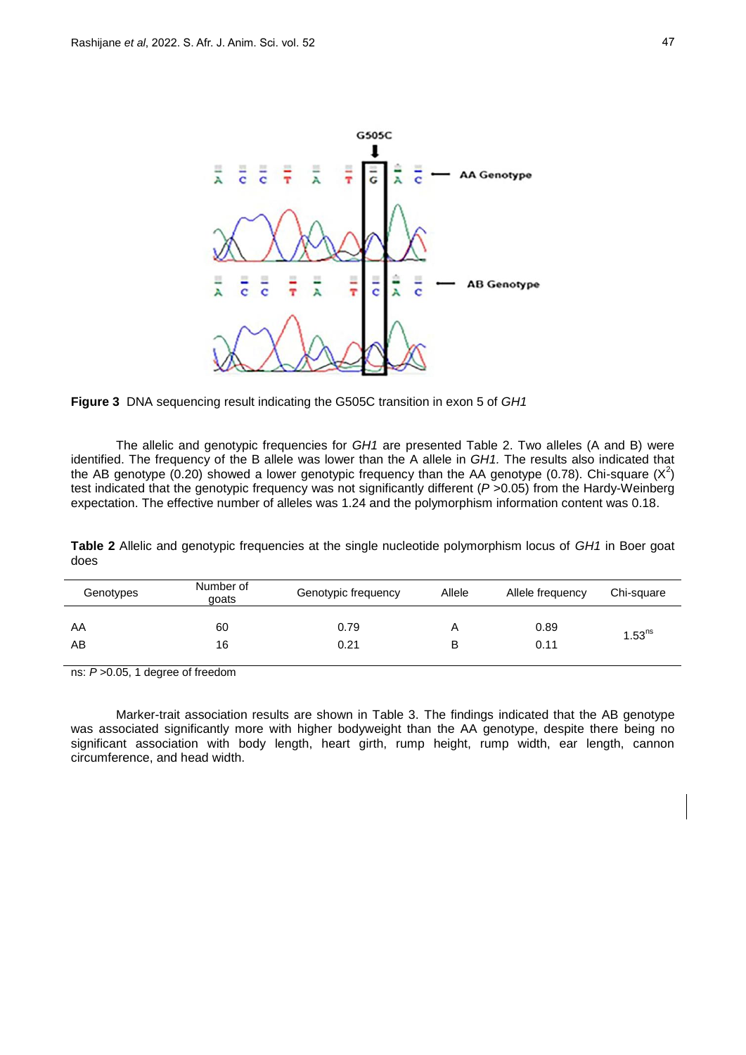G505C

A C C T A T G A C — AA Genotype

A C C T A T C A C — AB Genotype

**Figure 3** DNA sequencing result indicating the G505C transition in exon 5 of *GH1*

The allelic and genotypic frequencies for *GH1* are presented Table 2. Two alleles (A and B) were identified. The frequency of the B allele was lower than the A allele in *GH1*. The results also indicated that the AB genotype (0.20) showed a lower genotypic frequency than the AA genotype (0.78). Chi-square ($X^2$) test indicated that the genotypic frequency was not significantly different ($P$ >0.05) from the Hardy-Weinberg expectation. The effective number of alleles was 1.24 and the polymorphism information content was 0.18.

**Table 2** Allelic and genotypic frequencies at the single nucleotide polymorphism locus of *GH1* in Boer goat does

| Genotypes | Number of goats | Genotypic frequency | Allele | Allele frequency | Chi-square |
|---|---|---|---|---|---|
| AA | 60 | 0.79 | A | 0.89 | $1.53^{ns}$ |
| AB | 16 | 0.21 | B | 0.11 | |

ns: $P$ >0.05, 1 degree of freedom

Marker-trait association results are shown in Table 3. The findings indicated that the AB genotype was associated significantly more with higher bodyweight than the AA genotype, despite there being no significant association with body length, heart girth, rump height, rump width, ear length, cannon circumference, and head width.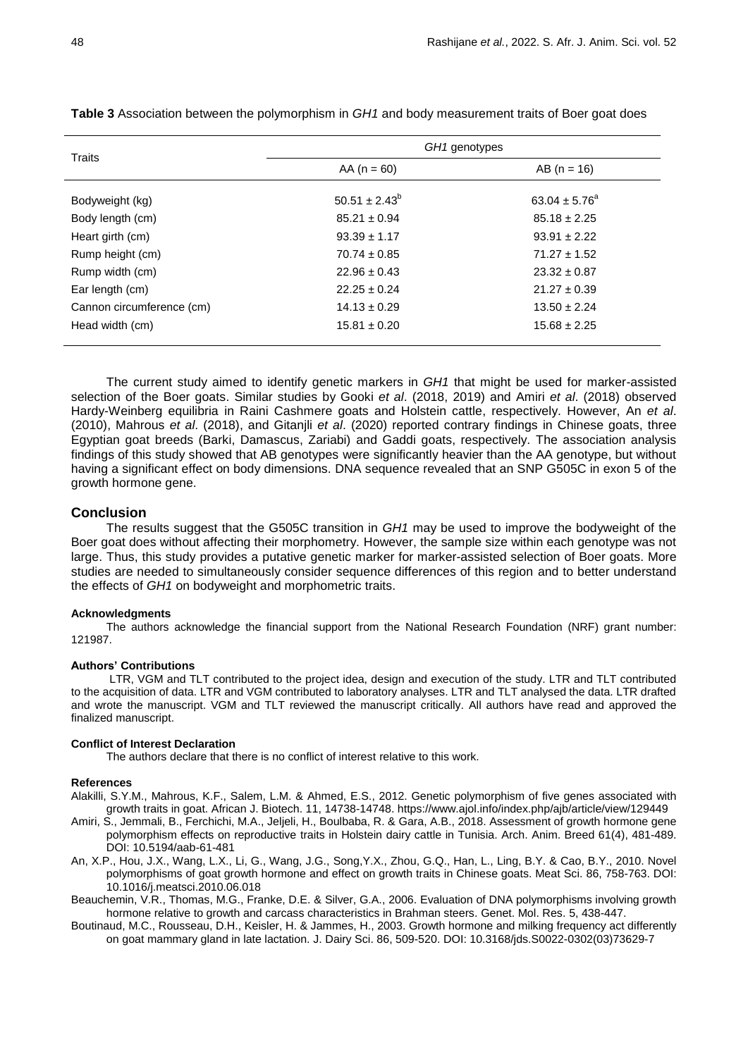**Table 3** Association between the polymorphism in *GH1* and body measurement traits of Boer goat does

| Traits | *GH1* genotypes | |
|---|---|---|
| | AA (n = 60) | AB (n = 16) |
| Bodyweight (kg) | 50.51 ± 2.43[b] | 63.04 ± 5.76[a] |
| Body length (cm) | 85.21 ± 0.94 | 85.18 ± 2.25 |
| Heart girth (cm) | 93.39 ± 1.17 | 93.91 ± 2.22 |
| Rump height (cm) | 70.74 ± 0.85 | 71.27 ± 1.52 |
| Rump width (cm) | 22.96 ± 0.43 | 23.32 ± 0.87 |
| Ear length (cm) | 22.25 ± 0.24 | 21.27 ± 0.39 |
| Cannon circumference (cm) | 14.13 ± 0.29 | 13.50 ± 2.24 |
| Head width (cm) | 15.81 ± 0.20 | 15.68 ± 2.25 |

The current study aimed to identify genetic markers in *GH1* that might be used for marker-assisted selection of the Boer goats. Similar studies by Gooki *et al*. (2018, 2019) and Amiri *et al*. (2018) observed Hardy-Weinberg equilibria in Raini Cashmere goats and Holstein cattle, respectively. However, An *et al*. (2010), Mahrous *et al*. (2018), and Gitanjli *et al*. (2020) reported contrary findings in Chinese goats, three Egyptian goat breeds (Barki, Damascus, Zariabi) and Gaddi goats, respectively. The association analysis findings of this study showed that AB genotypes were significantly heavier than the AA genotype, but without having a significant effect on body dimensions. DNA sequence revealed that an SNP G505C in exon 5 of the growth hormone gene.

## Conclusion

The results suggest that the G505C transition in *GH1* may be used to improve the bodyweight of the Boer goat does without affecting their morphometry. However, the sample size within each genotype was not large. Thus, this study provides a putative genetic marker for marker-assisted selection of Boer goats. More studies are needed to simultaneously consider sequence differences of this region and to better understand the effects of *GH1* on bodyweight and morphometric traits.

#### Acknowledgments

The authors acknowledge the financial support from the National Research Foundation (NRF) grant number: 121987.

#### Authors' Contributions

LTR, VGM and TLT contributed to the project idea, design and execution of the study. LTR and TLT contributed to the acquisition of data. LTR and VGM contributed to laboratory analyses. LTR and TLT analysed the data. LTR drafted and wrote the manuscript. VGM and TLT reviewed the manuscript critically. All authors have read and approved the finalized manuscript.

#### Conflict of Interest Declaration

The authors declare that there is no conflict of interest relative to this work.

#### References

Alakilli, S.Y.M., Mahrous, K.F., Salem, L.M. & Ahmed, E.S., 2012. Genetic polymorphism of five genes associated with growth traits in goat. African J. Biotech. 11, 14738-14748. https://www.ajol.info/index.php/ajb/article/view/129449

Amiri, S., Jemmali, B., Ferchichi, M.A., Jeljeli, H., Boulbaba, R. & Gara, A.B., 2018. Assessment of growth hormone gene polymorphism effects on reproductive traits in Holstein dairy cattle in Tunisia. Arch. Anim. Breed 61(4), 481-489. DOI: 10.5194/aab-61-481

An, X.P., Hou, J.X., Wang, L.X., Li, G., Wang, J.G., Song,Y.X., Zhou, G.Q., Han, L., Ling, B.Y. & Cao, B.Y., 2010. Novel polymorphisms of goat growth hormone and effect on growth traits in Chinese goats. Meat Sci. 86, 758-763. DOI: 10.1016/j.meatsci.2010.06.018

Beauchemin, V.R., Thomas, M.G., Franke, D.E. & Silver, G.A., 2006. Evaluation of DNA polymorphisms involving growth hormone relative to growth and carcass characteristics in Brahman steers. Genet. Mol. Res. 5, 438-447.

Boutinaud, M.C., Rousseau, D.H., Keisler, H. & Jammes, H., 2003. Growth hormone and milking frequency act differently on goat mammary gland in late lactation. J. Dairy Sci. 86, 509-520. DOI: 10.3168/jds.S0022-0302(03)73629-7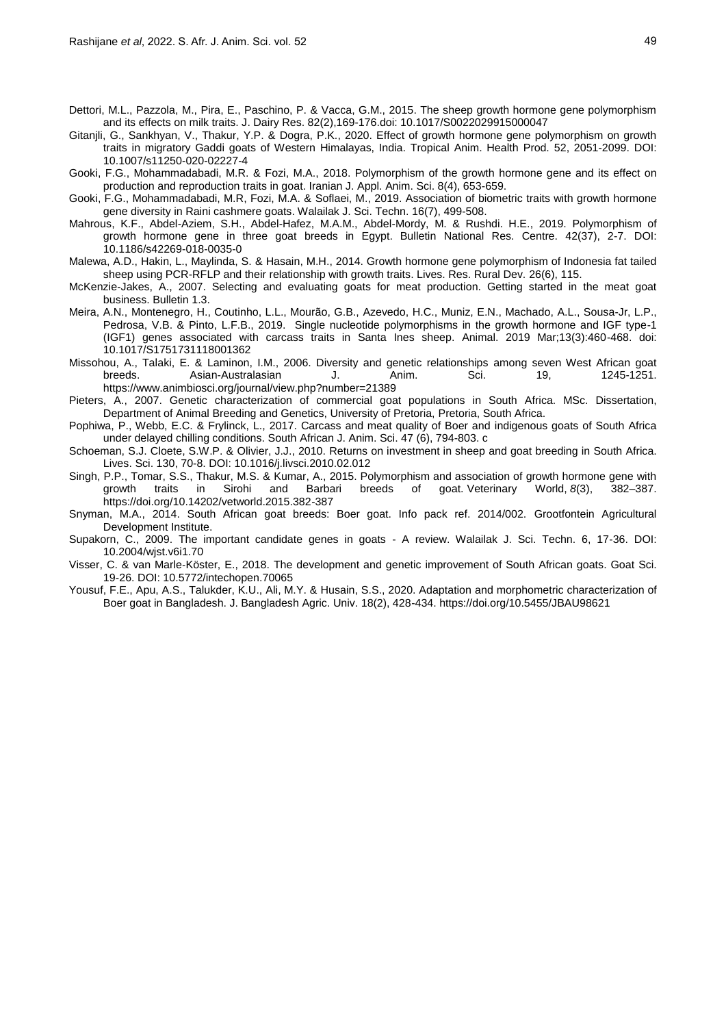Dettori, M.L., Pazzola, M., Pira, E., Paschino, P. & Vacca, G.M., 2015. The sheep growth hormone gene polymorphism and its effects on milk traits. J. Dairy Res. 82(2),169-176.doi: 10.1017/S0022029915000047

Gitanjli, G., Sankhyan, V., Thakur, Y.P. & Dogra, P.K., 2020. Effect of growth hormone gene polymorphism on growth traits in migratory Gaddi goats of Western Himalayas, India. Tropical Anim. Health Prod. 52, 2051-2099. DOI: 10.1007/s11250-020-02227-4

Gooki, F.G., Mohammadabadi, M.R. & Fozi, M.A., 2018. Polymorphism of the growth hormone gene and its effect on production and reproduction traits in goat. Iranian J. Appl. Anim. Sci. 8(4), 653-659.

Gooki, F.G., Mohammadabadi, M.R, Fozi, M.A. & Soflaei, M., 2019. Association of biometric traits with growth hormone gene diversity in Raini cashmere goats. Walailak J. Sci. Techn. 16(7), 499-508.

Mahrous, K.F., Abdel-Aziem, S.H., Abdel-Hafez, M.A.M., Abdel-Mordy, M. & Rushdi. H.E., 2019. Polymorphism of growth hormone gene in three goat breeds in Egypt. Bulletin National Res. Centre. 42(37), 2-7. DOI: 10.1186/s42269-018-0035-0

Malewa, A.D., Hakin, L., Maylinda, S. & Hasain, M.H., 2014. Growth hormone gene polymorphism of Indonesia fat tailed sheep using PCR-RFLP and their relationship with growth traits. Lives. Res. Rural Dev. 26(6), 115.

McKenzie-Jakes, A., 2007. Selecting and evaluating goats for meat production. Getting started in the meat goat business. Bulletin 1.3.

Meira, A.N., Montenegro, H., Coutinho, L.L., Mourão, G.B., Azevedo, H.C., Muniz, E.N., Machado, A.L., Sousa-Jr, L.P., Pedrosa, V.B. & Pinto, L.F.B., 2019. Single nucleotide polymorphisms in the growth hormone and IGF type-1 (IGF1) genes associated with carcass traits in Santa Ines sheep. Animal. 2019 Mar;13(3):460-468. doi: 10.1017/S1751731118001362

Missohou, A., Talaki, E. & Laminon, I.M., 2006. Diversity and genetic relationships among seven West African goat breeds. Asian-Australasian J. Anim. Sci. 19, 1245-1251. https://www.animbiosci.org/journal/view.php?number=21389

Pieters, A., 2007. Genetic characterization of commercial goat populations in South Africa. MSc. Dissertation, Department of Animal Breeding and Genetics, University of Pretoria, Pretoria, South Africa.

Pophiwa, P., Webb, E.C. & Frylinck, L., 2017. Carcass and meat quality of Boer and indigenous goats of South Africa under delayed chilling conditions. South African J. Anim. Sci. 47 (6), 794-803. c

Schoeman, S.J. Cloete, S.W.P. & Olivier, J.J., 2010. Returns on investment in sheep and goat breeding in South Africa. Lives. Sci. 130, 70-8. DOI: 10.1016/j.livsci.2010.02.012

Singh, P.P., Tomar, S.S., Thakur, M.S. & Kumar, A., 2015. Polymorphism and association of growth hormone gene with growth traits in Sirohi and Barbari breeds of goat. Veterinary World, *8*(3), 382–387. https://doi.org/10.14202/vetworld.2015.382-387

Snyman, M.A., 2014. South African goat breeds: Boer goat. Info pack ref. 2014/002. Grootfontein Agricultural Development Institute.

Supakorn, C., 2009. The important candidate genes in goats - A review. Walailak J. Sci. Techn. 6, 17-36. DOI: 10.2004/wjst.v6i1.70

Visser, C. & van Marle-Köster, E., 2018. The development and genetic improvement of South African goats. Goat Sci. 19-26. DOI: 10.5772/intechopen.70065

Yousuf, F.E., Apu, A.S., Talukder, K.U., Ali, M.Y. & Husain, S.S., 2020. Adaptation and morphometric characterization of Boer goat in Bangladesh. J. Bangladesh Agric. Univ. 18(2), 428-434. https://doi.org/10.5455/JBAU98621